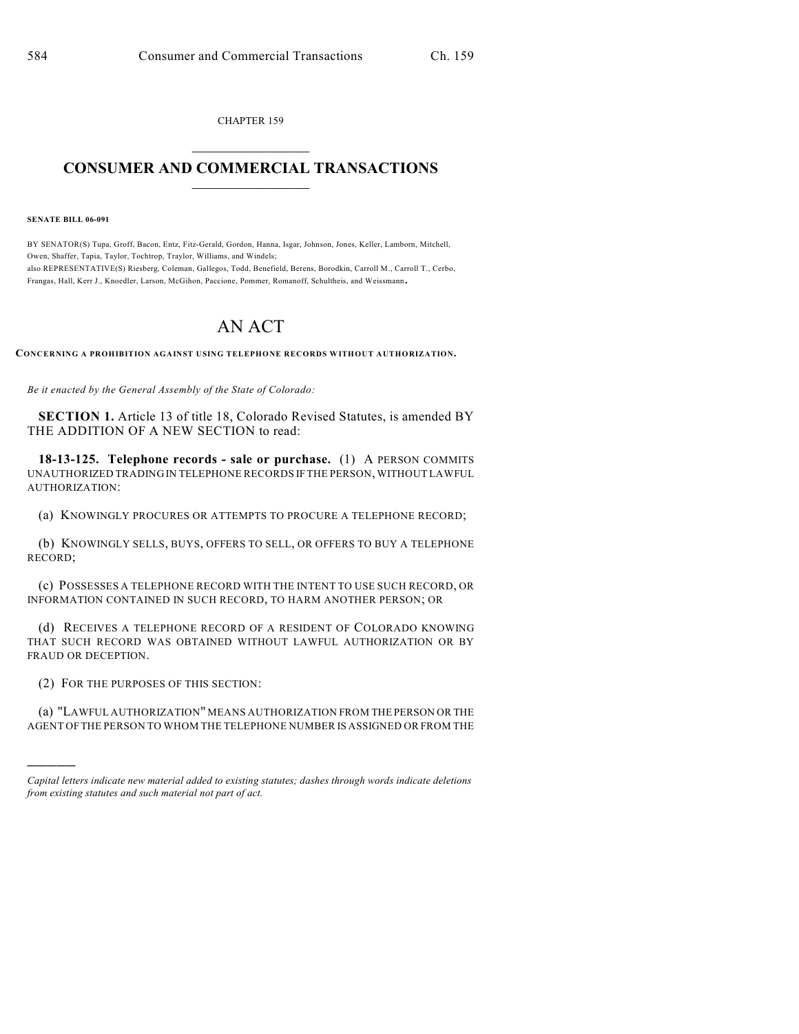CHAPTER 159

# CONSUMER AND COMMERCIAL TRANSACTIONS

**SENATE BILL 06-091**

BY SENATOR(S) Tupa, Groff, Bacon, Entz, Fitz-Gerald, Gordon, Hanna, Isgar, Johnson, Jones, Keller, Lamborn, Mitchell, Owen, Shaffer, Tapia, Taylor, Tochtrop, Traylor, Williams, and Windels;
also REPRESENTATIVE(S) Riesberg, Coleman, Gallegos, Todd, Benefield, Berens, Borodkin, Carroll M., Carroll T., Cerbo, Frangas, Hall, Kerr J., Knoedler, Larson, McGihon, Paccione, Pommer, Romanoff, Schultheis, and Weissmann.

# AN ACT

**CONCERNING A PROHIBITION AGAINST USING TELEPHONE RECORDS WITHOUT AUTHORIZATION.**

*Be it enacted by the General Assembly of the State of Colorado:*

**SECTION 1.** Article 13 of title 18, Colorado Revised Statutes, is amended BY THE ADDITION OF A NEW SECTION to read:

**18-13-125. Telephone records - sale or purchase.** (1) A PERSON COMMITS UNAUTHORIZED TRADING IN TELEPHONE RECORDS IF THE PERSON, WITHOUT LAWFUL AUTHORIZATION:

(a) KNOWINGLY PROCURES OR ATTEMPTS TO PROCURE A TELEPHONE RECORD;

(b) KNOWINGLY SELLS, BUYS, OFFERS TO SELL, OR OFFERS TO BUY A TELEPHONE RECORD;

(c) POSSESSES A TELEPHONE RECORD WITH THE INTENT TO USE SUCH RECORD, OR INFORMATION CONTAINED IN SUCH RECORD, TO HARM ANOTHER PERSON; OR

(d) RECEIVES A TELEPHONE RECORD OF A RESIDENT OF COLORADO KNOWING THAT SUCH RECORD WAS OBTAINED WITHOUT LAWFUL AUTHORIZATION OR BY FRAUD OR DECEPTION.

(2) FOR THE PURPOSES OF THIS SECTION:

(a) "LAWFUL AUTHORIZATION" MEANS AUTHORIZATION FROM THE PERSON OR THE AGENT OF THE PERSON TO WHOM THE TELEPHONE NUMBER IS ASSIGNED OR FROM THE

---

*Capital letters indicate new material added to existing statutes; dashes through words indicate deletions from existing statutes and such material not part of act.*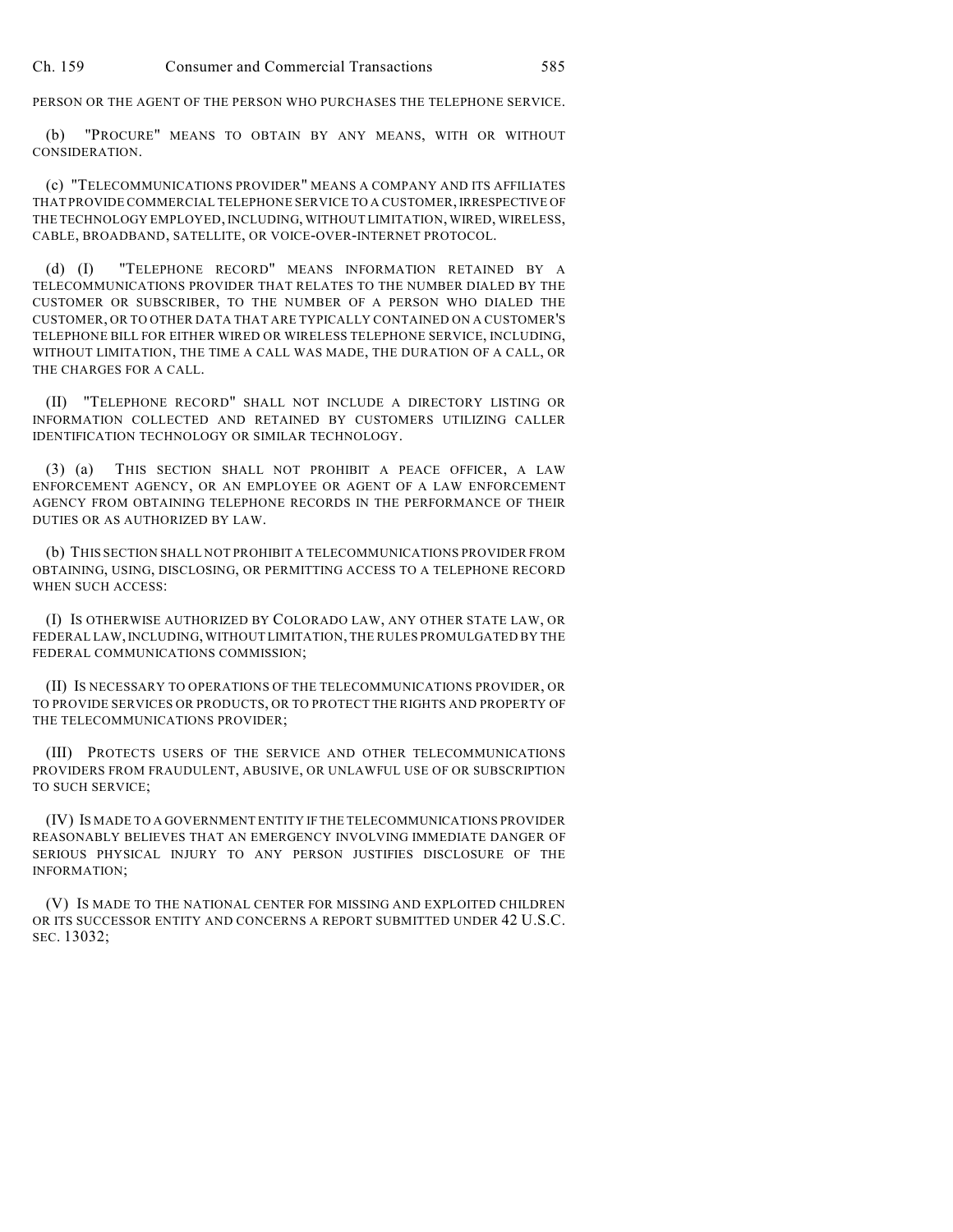PERSON OR THE AGENT OF THE PERSON WHO PURCHASES THE TELEPHONE SERVICE.

(b) "PROCURE" MEANS TO OBTAIN BY ANY MEANS, WITH OR WITHOUT CONSIDERATION.

(c) "TELECOMMUNICATIONS PROVIDER" MEANS A COMPANY AND ITS AFFILIATES THAT PROVIDE COMMERCIAL TELEPHONE SERVICE TO A CUSTOMER, IRRESPECTIVE OF THE TECHNOLOGY EMPLOYED, INCLUDING, WITHOUT LIMITATION, WIRED, WIRELESS, CABLE, BROADBAND, SATELLITE, OR VOICE-OVER-INTERNET PROTOCOL.

(d) (I) "TELEPHONE RECORD" MEANS INFORMATION RETAINED BY A TELECOMMUNICATIONS PROVIDER THAT RELATES TO THE NUMBER DIALED BY THE CUSTOMER OR SUBSCRIBER, TO THE NUMBER OF A PERSON WHO DIALED THE CUSTOMER, OR TO OTHER DATA THAT ARE TYPICALLY CONTAINED ON A CUSTOMER'S TELEPHONE BILL FOR EITHER WIRED OR WIRELESS TELEPHONE SERVICE, INCLUDING, WITHOUT LIMITATION, THE TIME A CALL WAS MADE, THE DURATION OF A CALL, OR THE CHARGES FOR A CALL.

(II) "TELEPHONE RECORD" SHALL NOT INCLUDE A DIRECTORY LISTING OR INFORMATION COLLECTED AND RETAINED BY CUSTOMERS UTILIZING CALLER IDENTIFICATION TECHNOLOGY OR SIMILAR TECHNOLOGY.

(3) (a) THIS SECTION SHALL NOT PROHIBIT A PEACE OFFICER, A LAW ENFORCEMENT AGENCY, OR AN EMPLOYEE OR AGENT OF A LAW ENFORCEMENT AGENCY FROM OBTAINING TELEPHONE RECORDS IN THE PERFORMANCE OF THEIR DUTIES OR AS AUTHORIZED BY LAW.

(b) THIS SECTION SHALL NOT PROHIBIT A TELECOMMUNICATIONS PROVIDER FROM OBTAINING, USING, DISCLOSING, OR PERMITTING ACCESS TO A TELEPHONE RECORD WHEN SUCH ACCESS:

(I) IS OTHERWISE AUTHORIZED BY COLORADO LAW, ANY OTHER STATE LAW, OR FEDERAL LAW, INCLUDING, WITHOUT LIMITATION, THE RULES PROMULGATED BY THE FEDERAL COMMUNICATIONS COMMISSION;

(II) IS NECESSARY TO OPERATIONS OF THE TELECOMMUNICATIONS PROVIDER, OR TO PROVIDE SERVICES OR PRODUCTS, OR TO PROTECT THE RIGHTS AND PROPERTY OF THE TELECOMMUNICATIONS PROVIDER;

(III) PROTECTS USERS OF THE SERVICE AND OTHER TELECOMMUNICATIONS PROVIDERS FROM FRAUDULENT, ABUSIVE, OR UNLAWFUL USE OF OR SUBSCRIPTION TO SUCH SERVICE;

(IV) IS MADE TO A GOVERNMENT ENTITY IF THE TELECOMMUNICATIONS PROVIDER REASONABLY BELIEVES THAT AN EMERGENCY INVOLVING IMMEDIATE DANGER OF SERIOUS PHYSICAL INJURY TO ANY PERSON JUSTIFIES DISCLOSURE OF THE INFORMATION;

(V) IS MADE TO THE NATIONAL CENTER FOR MISSING AND EXPLOITED CHILDREN OR ITS SUCCESSOR ENTITY AND CONCERNS A REPORT SUBMITTED UNDER 42 U.S.C. SEC. 13032;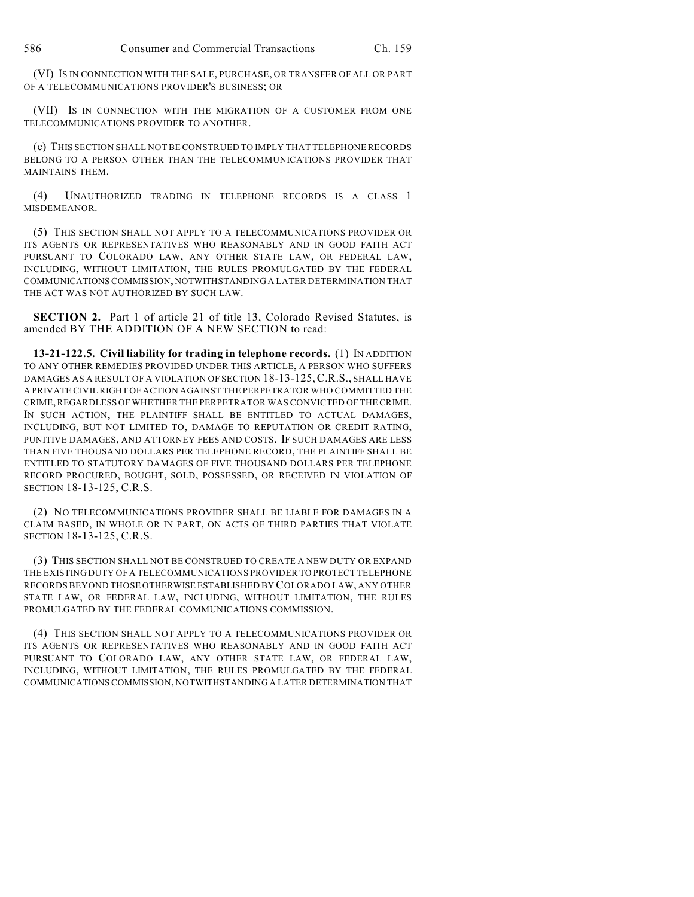(VI) IS IN CONNECTION WITH THE SALE, PURCHASE, OR TRANSFER OF ALL OR PART OF A TELECOMMUNICATIONS PROVIDER'S BUSINESS; OR

(VII) IS IN CONNECTION WITH THE MIGRATION OF A CUSTOMER FROM ONE TELECOMMUNICATIONS PROVIDER TO ANOTHER.

(c) THIS SECTION SHALL NOT BE CONSTRUED TO IMPLY THAT TELEPHONE RECORDS BELONG TO A PERSON OTHER THAN THE TELECOMMUNICATIONS PROVIDER THAT MAINTAINS THEM.

(4) UNAUTHORIZED TRADING IN TELEPHONE RECORDS IS A CLASS 1 MISDEMEANOR.

(5) THIS SECTION SHALL NOT APPLY TO A TELECOMMUNICATIONS PROVIDER OR ITS AGENTS OR REPRESENTATIVES WHO REASONABLY AND IN GOOD FAITH ACT PURSUANT TO COLORADO LAW, ANY OTHER STATE LAW, OR FEDERAL LAW, INCLUDING, WITHOUT LIMITATION, THE RULES PROMULGATED BY THE FEDERAL COMMUNICATIONS COMMISSION, NOTWITHSTANDING A LATER DETERMINATION THAT THE ACT WAS NOT AUTHORIZED BY SUCH LAW.

**SECTION 2.** Part 1 of article 21 of title 13, Colorado Revised Statutes, is amended BY THE ADDITION OF A NEW SECTION to read:

**13-21-122.5. Civil liability for trading in telephone records.** (1) IN ADDITION TO ANY OTHER REMEDIES PROVIDED UNDER THIS ARTICLE, A PERSON WHO SUFFERS DAMAGES AS A RESULT OF A VIOLATION OF SECTION 18-13-125, C.R.S., SHALL HAVE A PRIVATE CIVIL RIGHT OF ACTION AGAINST THE PERPETRATOR WHO COMMITTED THE CRIME, REGARDLESS OF WHETHER THE PERPETRATOR WAS CONVICTED OF THE CRIME. IN SUCH ACTION, THE PLAINTIFF SHALL BE ENTITLED TO ACTUAL DAMAGES, INCLUDING, BUT NOT LIMITED TO, DAMAGE TO REPUTATION OR CREDIT RATING, PUNITIVE DAMAGES, AND ATTORNEY FEES AND COSTS. IF SUCH DAMAGES ARE LESS THAN FIVE THOUSAND DOLLARS PER TELEPHONE RECORD, THE PLAINTIFF SHALL BE ENTITLED TO STATUTORY DAMAGES OF FIVE THOUSAND DOLLARS PER TELEPHONE RECORD PROCURED, BOUGHT, SOLD, POSSESSED, OR RECEIVED IN VIOLATION OF SECTION 18-13-125, C.R.S.

(2) NO TELECOMMUNICATIONS PROVIDER SHALL BE LIABLE FOR DAMAGES IN A CLAIM BASED, IN WHOLE OR IN PART, ON ACTS OF THIRD PARTIES THAT VIOLATE SECTION 18-13-125, C.R.S.

(3) THIS SECTION SHALL NOT BE CONSTRUED TO CREATE A NEW DUTY OR EXPAND THE EXISTING DUTY OF A TELECOMMUNICATIONS PROVIDER TO PROTECT TELEPHONE RECORDS BEYOND THOSE OTHERWISE ESTABLISHED BY COLORADO LAW, ANY OTHER STATE LAW, OR FEDERAL LAW, INCLUDING, WITHOUT LIMITATION, THE RULES PROMULGATED BY THE FEDERAL COMMUNICATIONS COMMISSION.

(4) THIS SECTION SHALL NOT APPLY TO A TELECOMMUNICATIONS PROVIDER OR ITS AGENTS OR REPRESENTATIVES WHO REASONABLY AND IN GOOD FAITH ACT PURSUANT TO COLORADO LAW, ANY OTHER STATE LAW, OR FEDERAL LAW, INCLUDING, WITHOUT LIMITATION, THE RULES PROMULGATED BY THE FEDERAL COMMUNICATIONS COMMISSION, NOTWITHSTANDING A LATER DETERMINATION THAT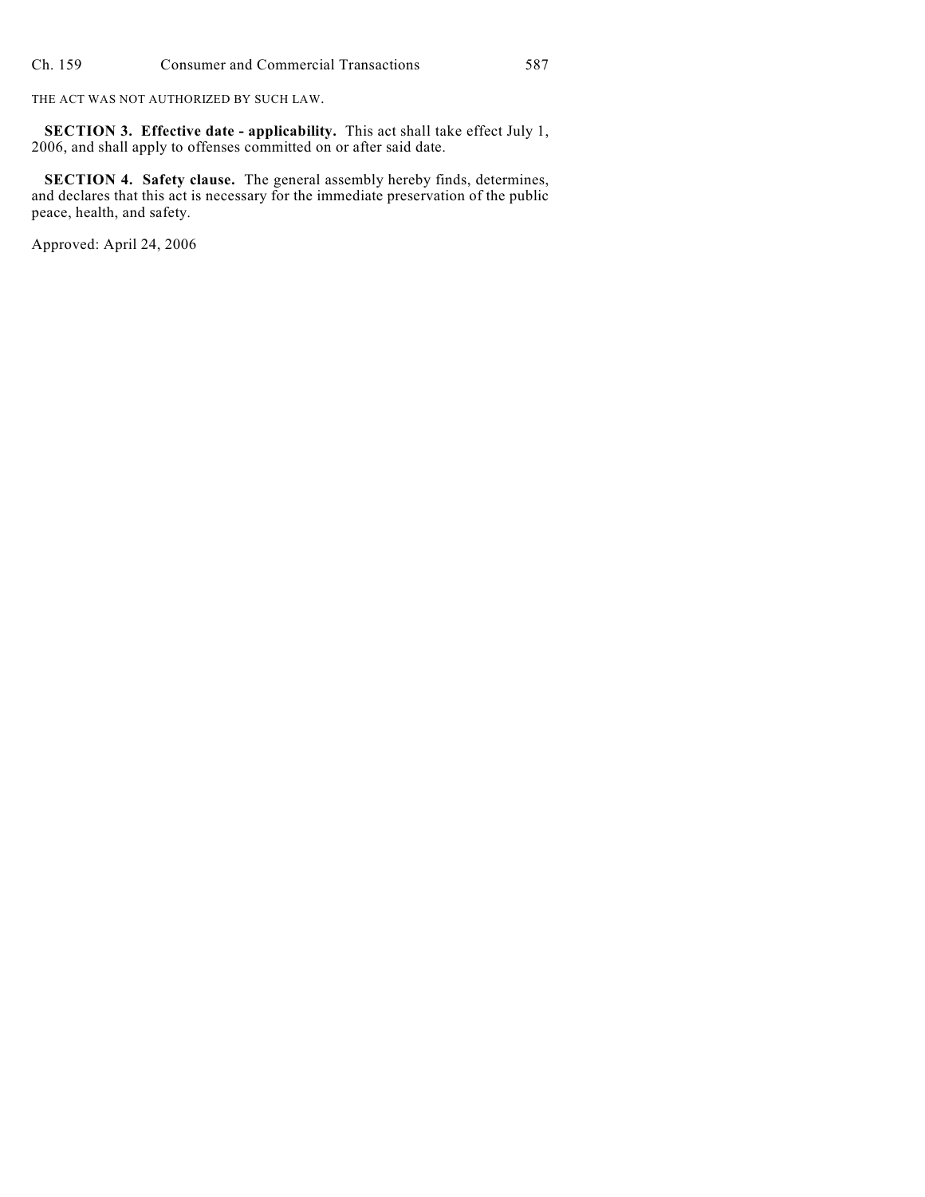THE ACT WAS NOT AUTHORIZED BY SUCH LAW.

**SECTION 3. Effective date - applicability.** This act shall take effect July 1, 2006, and shall apply to offenses committed on or after said date.

**SECTION 4. Safety clause.** The general assembly hereby finds, determines, and declares that this act is necessary for the immediate preservation of the public peace, health, and safety.

Approved: April 24, 2006